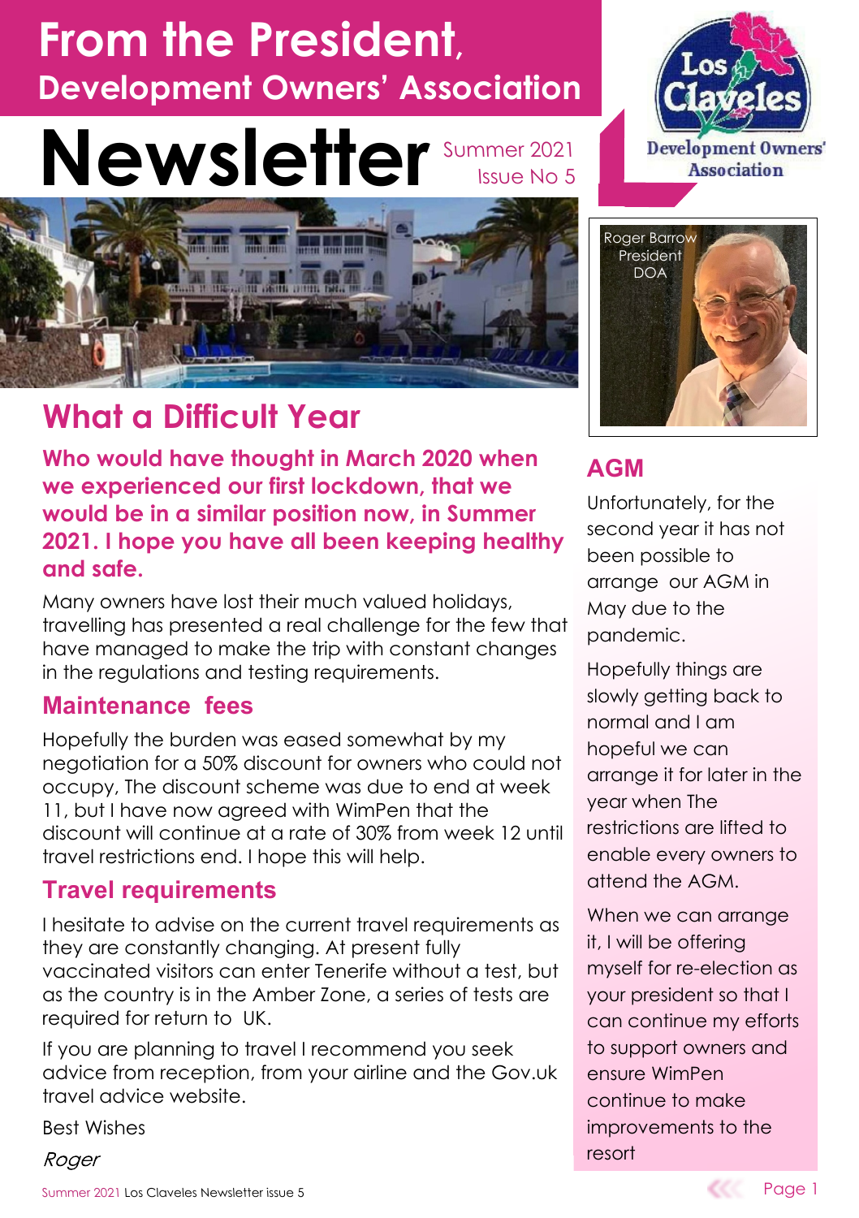# From the President, Development Owners' Association

# Newsletter

Summer 2021
Issue No 5

Los Claveles Development Owners' Association

## What a Difficult Year

**Who would have thought in March 2020 when we experienced our first lockdown, that we would be in a similar position now, in Summer 2021. I hope you have all been keeping healthy and safe.**

Many owners have lost their much valued holidays, travelling has presented a real challenge for the few that have managed to make the trip with constant changes in the regulations and testing requirements.

### Maintenance fees

Hopefully the burden was eased somewhat by my negotiation for a 50% discount for owners who could not occupy, The discount scheme was due to end at week 11, but I have now agreed with WimPen that the discount will continue at a rate of 30% from week 12 until travel restrictions end. I hope this will help.

### Travel requirements

I hesitate to advise on the current travel requirements as they are constantly changing. At present fully vaccinated visitors can enter Tenerife without a test, but as the country is in the Amber Zone, a series of tests are required for return to UK.

If you are planning to travel I recommend you seek advice from reception, from your airline and the Gov.uk travel advice website.

Best Wishes

*Roger*

Roger Barrow
President
DOA

## AGM

Unfortunately, for the second year it has not been possible to arrange our AGM in May due to the pandemic.

Hopefully things are slowly getting back to normal and I am hopeful we can arrange it for later in the year when The restrictions are lifted to enable every owners to attend the AGM.

When we can arrange it, I will be offering myself for re-election as your president so that I can continue my efforts to support owners and ensure WimPen continue to make improvements to the resort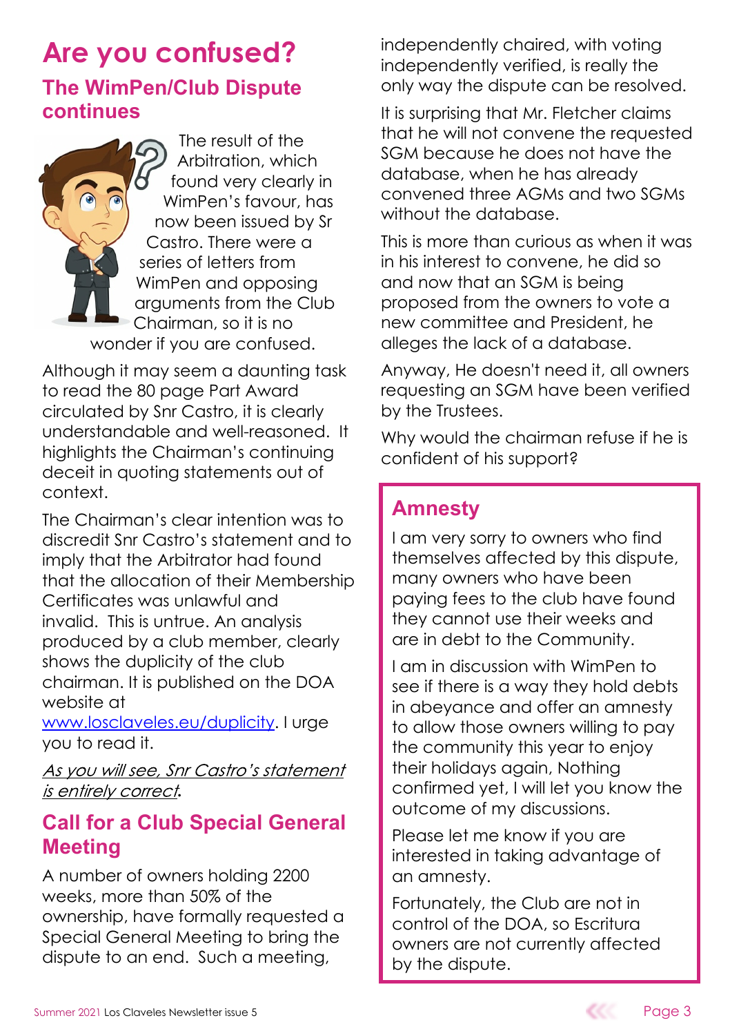# Are you confused?

## The WimPen/Club Dispute continues

The result of the Arbitration, which found very clearly in WimPen's favour, has now been issued by Sr Castro. There were a series of letters from WimPen and opposing arguments from the Club Chairman, so it is no wonder if you are confused.

Although it may seem a daunting task to read the 80 page Part Award circulated by Snr Castro, it is clearly understandable and well-reasoned. It highlights the Chairman's continuing deceit in quoting statements out of context.

The Chairman's clear intention was to discredit Snr Castro's statement and to imply that the Arbitrator had found that the allocation of their Membership Certificates was unlawful and invalid. This is untrue. An analysis produced by a club member, clearly shows the duplicity of the club chairman. It is published on the DOA website at [www.losclaveles.eu/duplicity](www.losclaveles.eu/duplicity). I urge you to read it.

*As you will see, Snr Castro's statement is entirely correct.*

## Call for a Club Special General Meeting

A number of owners holding 2200 weeks, more than 50% of the ownership, have formally requested a Special General Meeting to bring the dispute to an end. Such a meeting, independently chaired, with voting independently verified, is really the only way the dispute can be resolved.

It is surprising that Mr. Fletcher claims that he will not convene the requested SGM because he does not have the database, when he has already convened three AGMs and two SGMs without the database.

This is more than curious as when it was in his interest to convene, he did so and now that an SGM is being proposed from the owners to vote a new committee and President, he alleges the lack of a database.

Anyway, He doesn't need it, all owners requesting an SGM have been verified by the Trustees.

Why would the chairman refuse if he is confident of his support?

## Amnesty

I am very sorry to owners who find themselves affected by this dispute, many owners who have been paying fees to the club have found they cannot use their weeks and are in debt to the Community.

I am in discussion with WimPen to see if there is a way they hold debts in abeyance and offer an amnesty to allow those owners willing to pay the community this year to enjoy their holidays again, Nothing confirmed yet, I will let you know the outcome of my discussions.

Please let me know if you are interested in taking advantage of an amnesty.

Fortunately, the Club are not in control of the DOA, so Escritura owners are not currently affected by the dispute.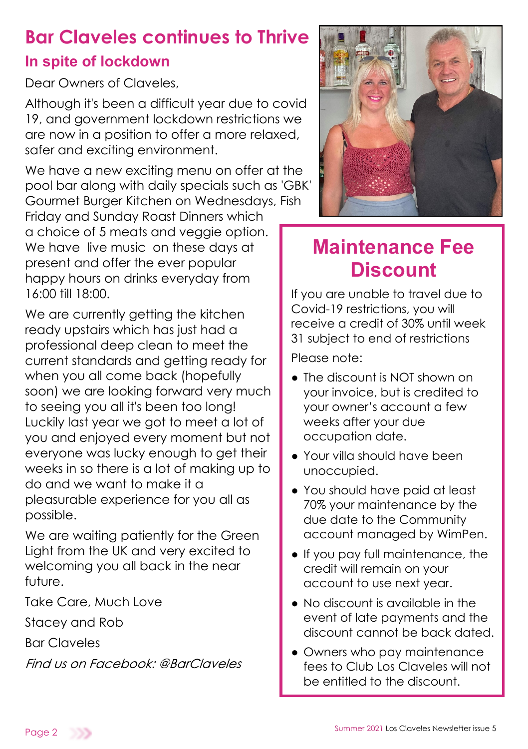# Bar Claveles continues to Thrive

## In spite of lockdown

Dear Owners of Claveles,

Although it's been a difficult year due to covid 19, and government lockdown restrictions we are now in a position to offer a more relaxed, safer and exciting environment.

We have a new exciting menu on offer at the pool bar along with daily specials such as 'GBK' Gourmet Burger Kitchen on Wednesdays, Fish Friday and Sunday Roast Dinners which a choice of 5 meats and veggie option. We have live music on these days at present and offer the ever popular happy hours on drinks everyday from 16:00 till 18:00.

We are currently getting the kitchen ready upstairs which has just had a professional deep clean to meet the current standards and getting ready for when you all come back (hopefully soon) we are looking forward very much to seeing you all it's been too long! Luckily last year we got to meet a lot of you and enjoyed every moment but not everyone was lucky enough to get their weeks in so there is a lot of making up to do and we want to make it a pleasurable experience for you all as possible.

We are waiting patiently for the Green Light from the UK and very excited to welcoming you all back in the near future.

Take Care, Much Love

Stacey and Rob

Bar Claveles

*Find us on Facebook: @BarClaveles*

## Maintenance Fee Discount

If you are unable to travel due to Covid-19 restrictions, you will receive a credit of 30% until week 31 subject to end of restrictions

Please note:

- The discount is NOT shown on your invoice, but is credited to your owner's account a few weeks after your due occupation date.
- Your villa should have been unoccupied.
- You should have paid at least 70% your maintenance by the due date to the Community account managed by WimPen.
- If you pay full maintenance, the credit will remain on your account to use next year.
- No discount is available in the event of late payments and the discount cannot be back dated.
- Owners who pay maintenance fees to Club Los Claveles will not be entitled to the discount.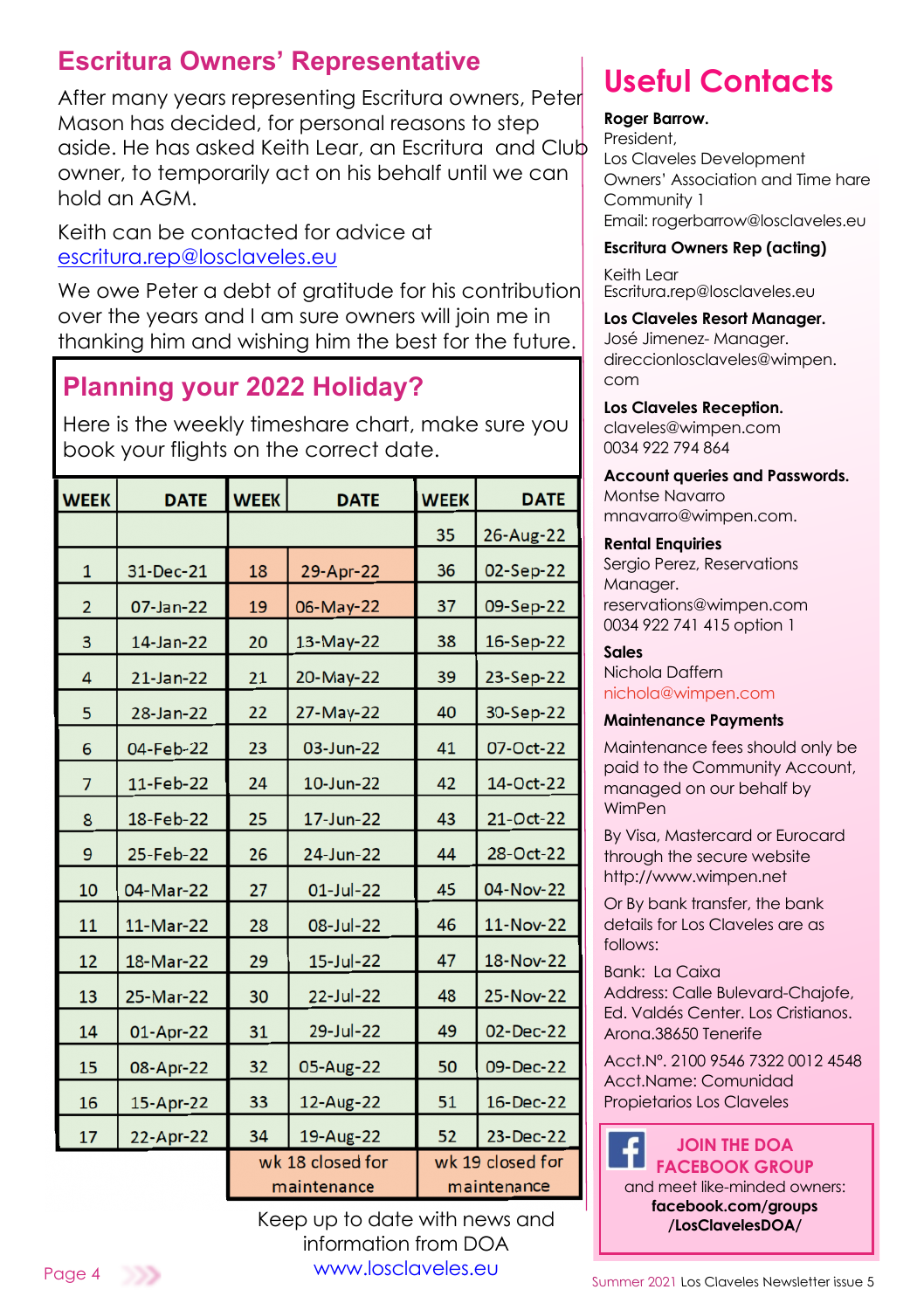## Escritura Owners' Representative

After many years representing Escritura owners, Peter Mason has decided, for personal reasons to step aside. He has asked Keith Lear, an Escritura and Club owner, to temporarily act on his behalf until we can hold an AGM.

Keith can be contacted for advice at escritura.rep@losclaveles.eu

We owe Peter a debt of gratitude for his contribution over the years and I am sure owners will join me in thanking him and wishing him the best for the future.

## Planning your 2022 Holiday?

Here is the weekly timeshare chart, make sure you book your flights on the correct date.

| WEEK | DATE | WEEK | DATE | WEEK | DATE |
|---|---|---|---|---|---|
| | | | | 35 | 26-Aug-22 |
| 1 | 31-Dec-21 | 18 | 29-Apr-22 | 36 | 02-Sep-22 |
| 2 | 07-Jan-22 | 19 | 06-May-22 | 37 | 09-Sep-22 |
| 3 | 14-Jan-22 | 20 | 13-May-22 | 38 | 16-Sep-22 |
| 4 | 21-Jan-22 | 21 | 20-May-22 | 39 | 23-Sep-22 |
| 5 | 28-Jan-22 | 22 | 27-May-22 | 40 | 30-Sep-22 |
| 6 | 04-Feb-22 | 23 | 03-Jun-22 | 41 | 07-Oct-22 |
| 7 | 11-Feb-22 | 24 | 10-Jun-22 | 42 | 14-Oct-22 |
| 8 | 18-Feb-22 | 25 | 17-Jun-22 | 43 | 21-Oct-22 |
| 9 | 25-Feb-22 | 26 | 24-Jun-22 | 44 | 28-Oct-22 |
| 10 | 04-Mar-22 | 27 | 01-Jul-22 | 45 | 04-Nov-22 |
| 11 | 11-Mar-22 | 28 | 08-Jul-22 | 46 | 11-Nov-22 |
| 12 | 18-Mar-22 | 29 | 15-Jul-22 | 47 | 18-Nov-22 |
| 13 | 25-Mar-22 | 30 | 22-Jul-22 | 48 | 25-Nov-22 |
| 14 | 01-Apr-22 | 31 | 29-Jul-22 | 49 | 02-Dec-22 |
| 15 | 08-Apr-22 | 32 | 05-Aug-22 | 50 | 09-Dec-22 |
| 16 | 15-Apr-22 | 33 | 12-Aug-22 | 51 | 16-Dec-22 |
| 17 | 22-Apr-22 | 34 | 19-Aug-22 | 52 | 23-Dec-22 |
| | | wk 18 closed for maintenance | | wk 19 closed for maintenance | |

Keep up to date with news and information from DOA
www.losclaveles.eu

# Useful Contacts

**Roger Barrow.**
President,
Los Claveles Development Owners' Association and Time hare Community 1
Email: rogerbarrow@losclaveles.eu

**Escritura Owners Rep (acting)**
Keith Lear
Escritura.rep@losclaveles.eu

**Los Claveles Resort Manager.**
José Jimenez- Manager.
direccionlosclaveles@wimpen.com

**Los Claveles Reception.**
claveles@wimpen.com
0034 922 794 864

**Account queries and Passwords.**
Montse Navarro
mnavarro@wimpen.com.

**Rental Enquiries**
Sergio Perez, Reservations Manager.
reservations@wimpen.com
0034 922 741 415 option 1

**Sales**
Nichola Daffern
nichola@wimpen.com

**Maintenance Payments**

Maintenance fees should only be paid to the Community Account, managed on our behalf by WimPen

By Visa, Mastercard or Eurocard through the secure website http://www.wimpen.net

Or By bank transfer, the bank details for Los Claveles are as follows:

Bank: La Caixa
Address: Calle Bulevard-Chajofe, Ed. Valdés Center. Los Cristianos. Arona.38650 Tenerife

Acct.Nº. 2100 9546 7322 0012 4548
Acct.Name: Comunidad Propietarios Los Claveles

**JOIN THE DOA FACEBOOK GROUP**
and meet like-minded owners:
**facebook.com/groups/LosClavelesDOA/**